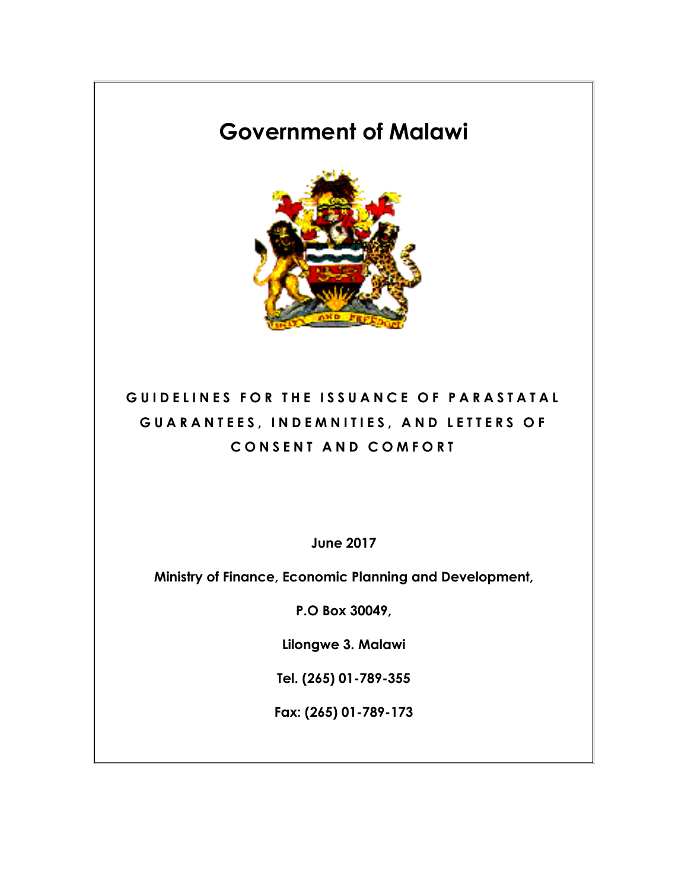# Government of Malawi

## GUIDELINES FOR THE ISSUANCE OF PARASTATAL GUARANTEES, INDEMNITIES, AND LETTERS OF CONSENT AND COMFORT

**June 2017**

**Ministry of Finance, Economic Planning and Development,**

**P.O Box 30049,**

**Lilongwe 3. Malawi**

**Tel. (265) 01-789-355**

**Fax: (265) 01-789-173**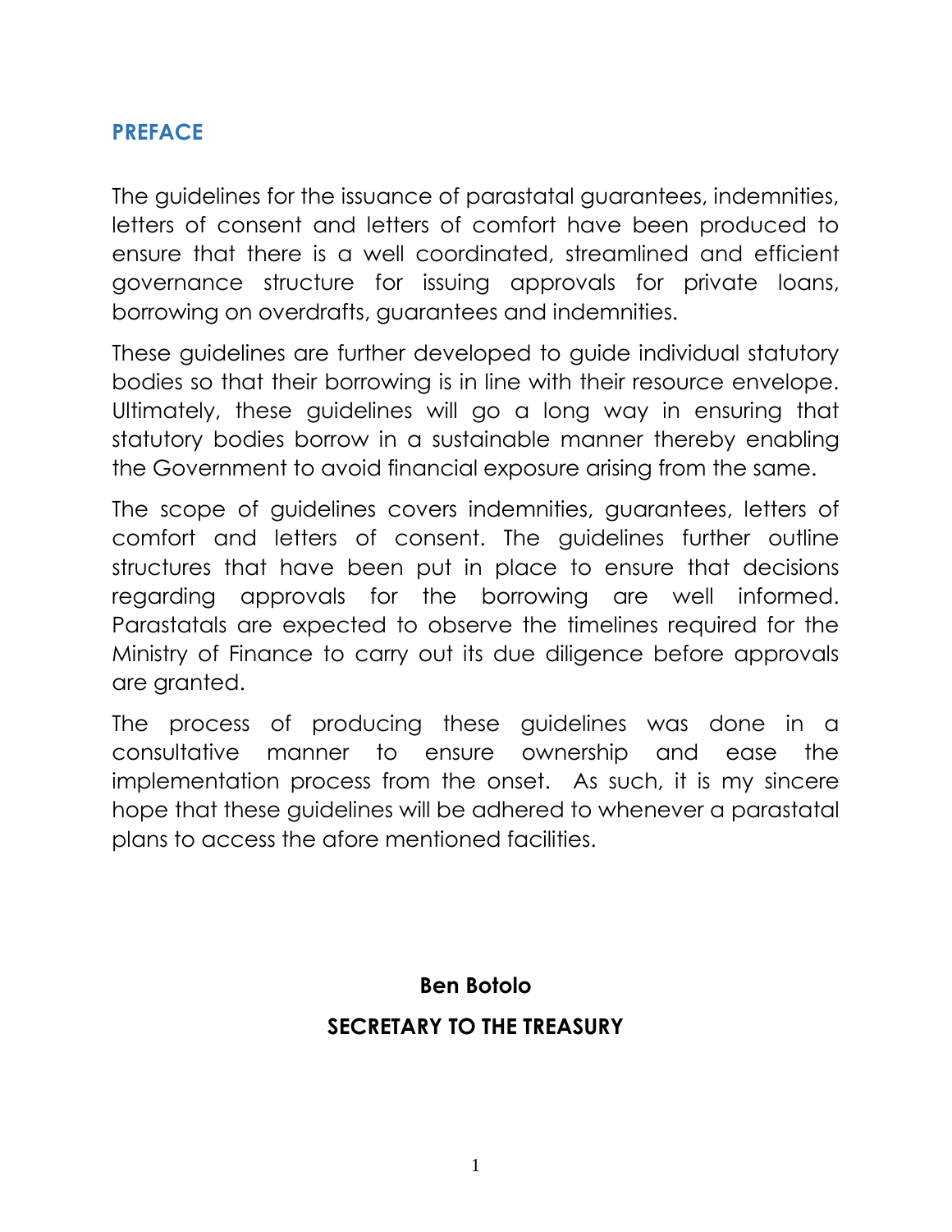## PREFACE

The guidelines for the issuance of parastatal guarantees, indemnities, letters of consent and letters of comfort have been produced to ensure that there is a well coordinated, streamlined and efficient governance structure for issuing approvals for private loans, borrowing on overdrafts, guarantees and indemnities.

These guidelines are further developed to guide individual statutory bodies so that their borrowing is in line with their resource envelope. Ultimately, these guidelines will go a long way in ensuring that statutory bodies borrow in a sustainable manner thereby enabling the Government to avoid financial exposure arising from the same.

The scope of guidelines covers indemnities, guarantees, letters of comfort and letters of consent. The guidelines further outline structures that have been put in place to ensure that decisions regarding approvals for the borrowing are well informed. Parastatals are expected to observe the timelines required for the Ministry of Finance to carry out its due diligence before approvals are granted.

The process of producing these guidelines was done in a consultative manner to ensure ownership and ease the implementation process from the onset. As such, it is my sincere hope that these guidelines will be adhered to whenever a parastatal plans to access the afore mentioned facilities.

**Ben Botolo**

**SECRETARY TO THE TREASURY**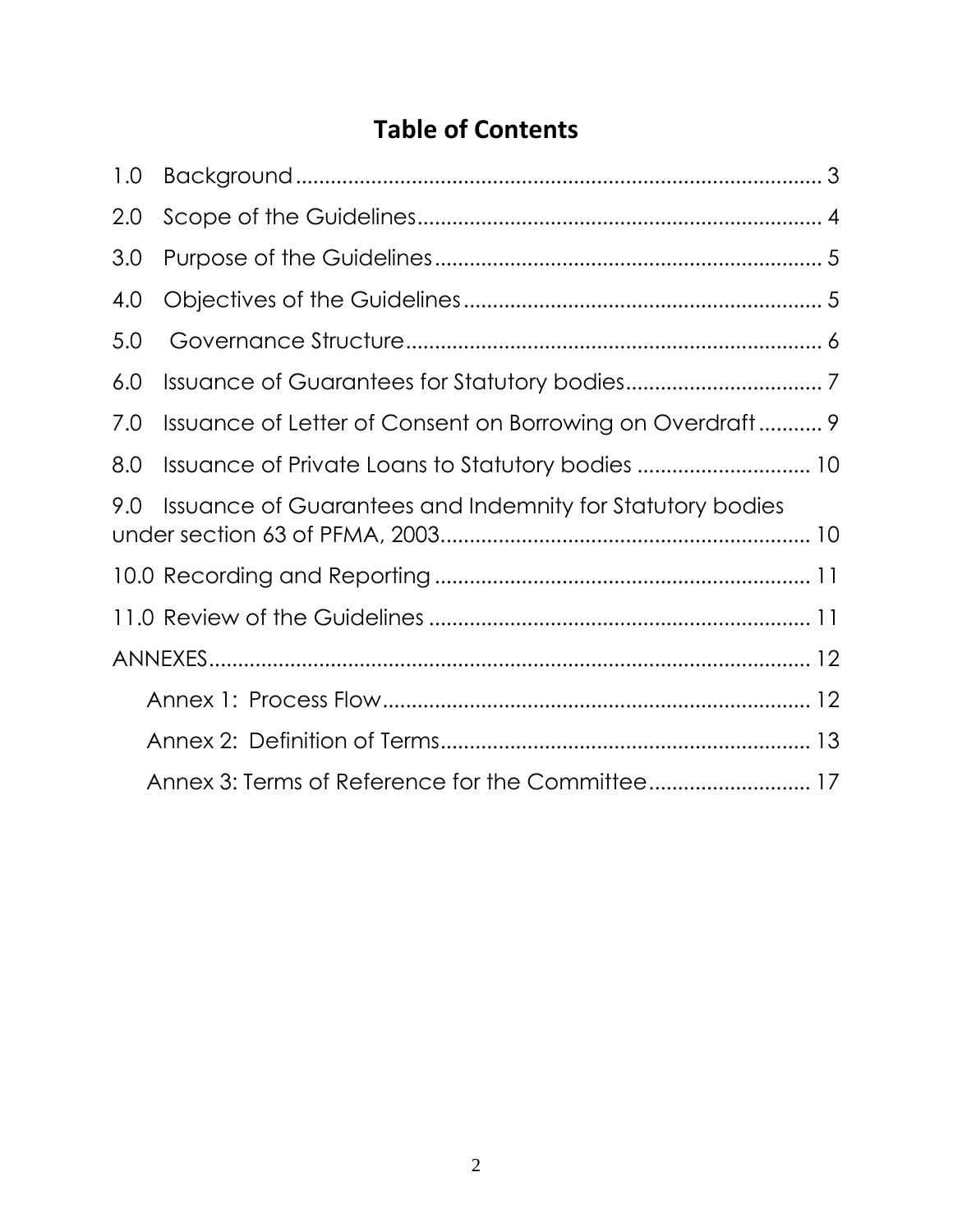# Table of Contents

1.0 Background .......................................................................................... 3

2.0 Scope of the Guidelines...................................................................... 4

3.0 Purpose of the Guidelines................................................................... 5

4.0 Objectives of the Guidelines.............................................................. 5

5.0 Governance Structure........................................................................ 6

6.0 Issuance of Guarantees for Statutory bodies.................................. 7

7.0 Issuance of Letter of Consent on Borrowing on Overdraft........... 9

8.0 Issuance of Private Loans to Statutory bodies .............................. 10

9.0 Issuance of Guarantees and Indemnity for Statutory bodies under section 63 of PFMA, 2003................................................................ 10

10.0 Recording and Reporting ................................................................ 11

11.0 Review of the Guidelines ................................................................. 11

ANNEXES.................................................................................................... 12

- Annex 1: Process Flow........................................................................ 12
- Annex 2: Definition of Terms............................................................... 13
- Annex 3: Terms of Reference for the Committee........................... 17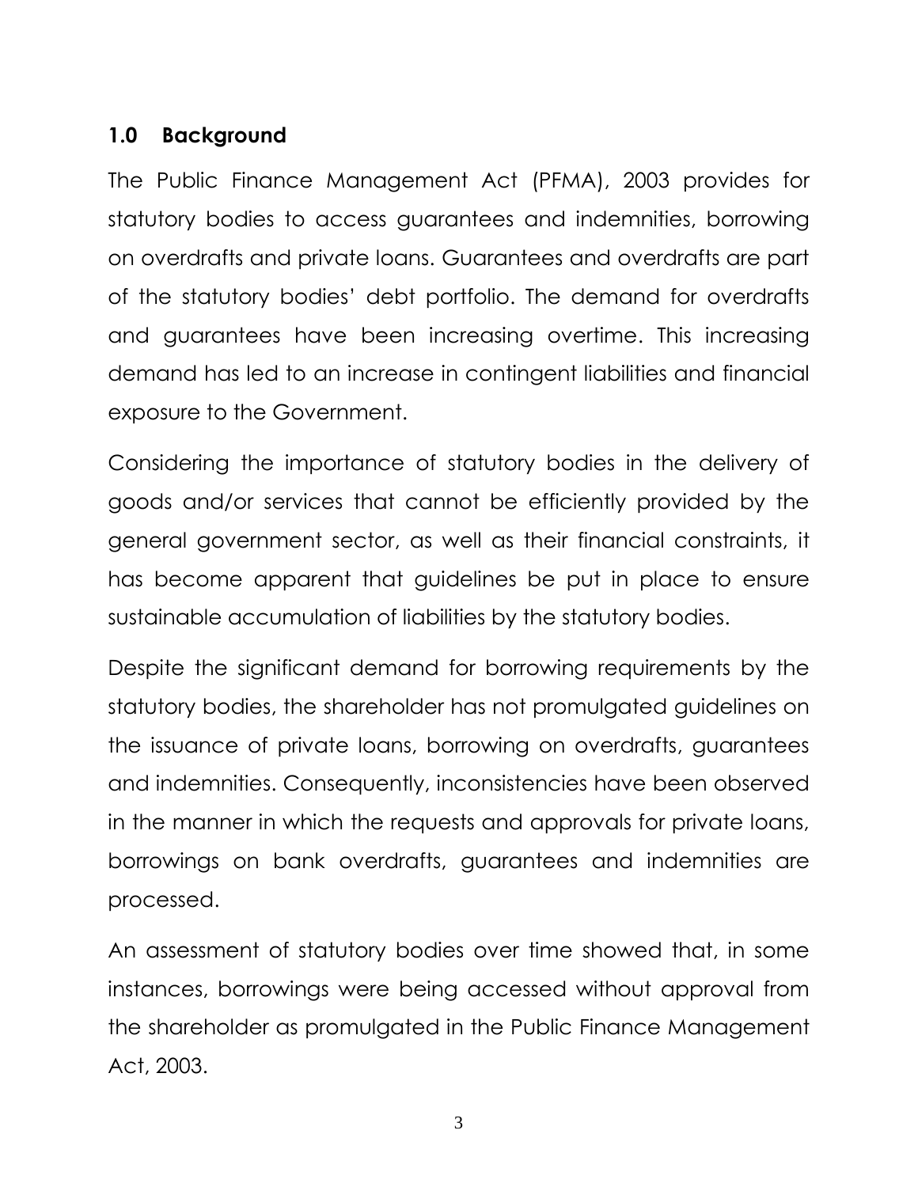## 1.0 Background

The Public Finance Management Act (PFMA), 2003 provides for statutory bodies to access guarantees and indemnities, borrowing on overdrafts and private loans. Guarantees and overdrafts are part of the statutory bodies' debt portfolio. The demand for overdrafts and guarantees have been increasing overtime. This increasing demand has led to an increase in contingent liabilities and financial exposure to the Government.

Considering the importance of statutory bodies in the delivery of goods and/or services that cannot be efficiently provided by the general government sector, as well as their financial constraints, it has become apparent that guidelines be put in place to ensure sustainable accumulation of liabilities by the statutory bodies.

Despite the significant demand for borrowing requirements by the statutory bodies, the shareholder has not promulgated guidelines on the issuance of private loans, borrowing on overdrafts, guarantees and indemnities. Consequently, inconsistencies have been observed in the manner in which the requests and approvals for private loans, borrowings on bank overdrafts, guarantees and indemnities are processed.

An assessment of statutory bodies over time showed that, in some instances, borrowings were being accessed without approval from the shareholder as promulgated in the Public Finance Management Act, 2003.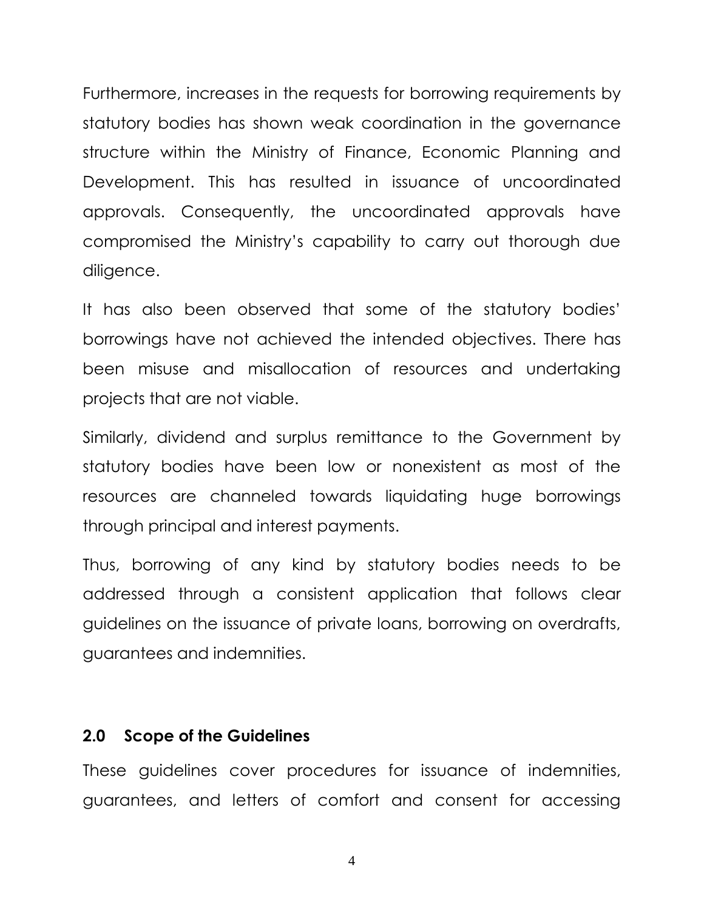Furthermore, increases in the requests for borrowing requirements by statutory bodies has shown weak coordination in the governance structure within the Ministry of Finance, Economic Planning and Development. This has resulted in issuance of uncoordinated approvals. Consequently, the uncoordinated approvals have compromised the Ministry's capability to carry out thorough due diligence.

It has also been observed that some of the statutory bodies' borrowings have not achieved the intended objectives. There has been misuse and misallocation of resources and undertaking projects that are not viable.

Similarly, dividend and surplus remittance to the Government by statutory bodies have been low or nonexistent as most of the resources are channeled towards liquidating huge borrowings through principal and interest payments.

Thus, borrowing of any kind by statutory bodies needs to be addressed through a consistent application that follows clear guidelines on the issuance of private loans, borrowing on overdrafts, guarantees and indemnities.

## 2.0 Scope of the Guidelines

These guidelines cover procedures for issuance of indemnities, guarantees, and letters of comfort and consent for accessing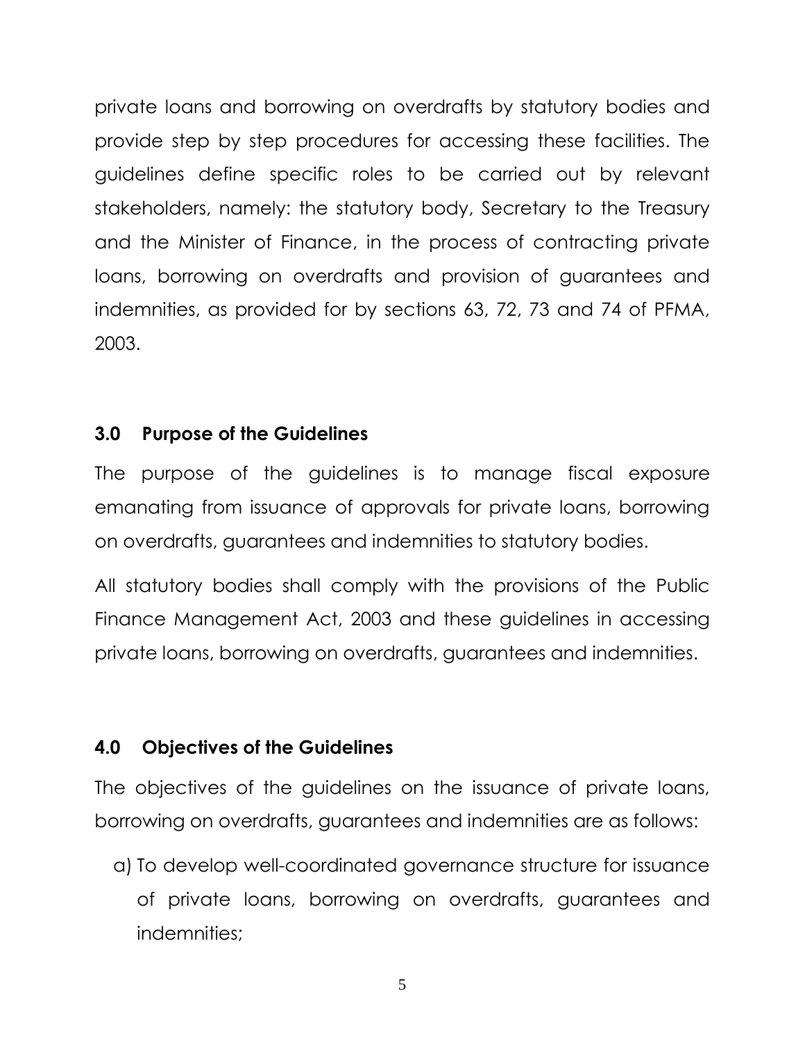private loans and borrowing on overdrafts by statutory bodies and provide step by step procedures for accessing these facilities. The guidelines define specific roles to be carried out by relevant stakeholders, namely: the statutory body, Secretary to the Treasury and the Minister of Finance, in the process of contracting private loans, borrowing on overdrafts and provision of guarantees and indemnities, as provided for by sections 63, 72, 73 and 74 of PFMA, 2003.

## 3.0 Purpose of the Guidelines

The purpose of the guidelines is to manage fiscal exposure emanating from issuance of approvals for private loans, borrowing on overdrafts, guarantees and indemnities to statutory bodies.

All statutory bodies shall comply with the provisions of the Public Finance Management Act, 2003 and these guidelines in accessing private loans, borrowing on overdrafts, guarantees and indemnities.

## 4.0 Objectives of the Guidelines

The objectives of the guidelines on the issuance of private loans, borrowing on overdrafts, guarantees and indemnities are as follows:

a) To develop well-coordinated governance structure for issuance of private loans, borrowing on overdrafts, guarantees and indemnities;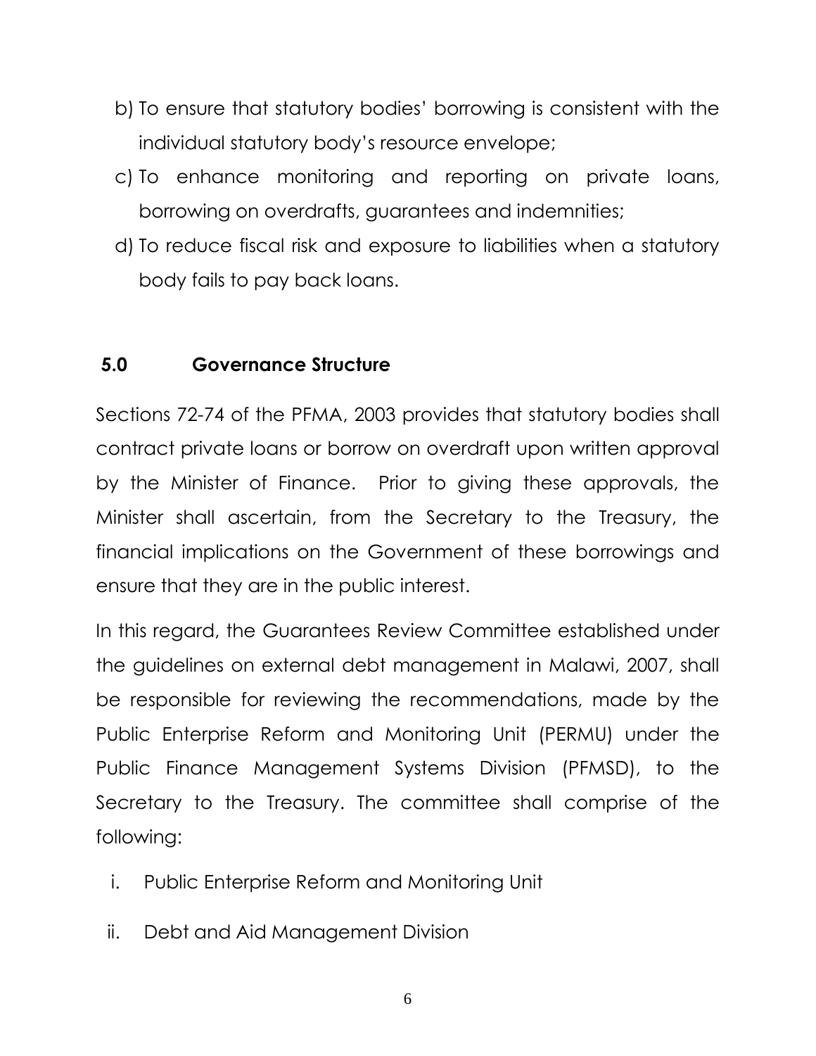b) To ensure that statutory bodies' borrowing is consistent with the individual statutory body's resource envelope;

c) To enhance monitoring and reporting on private loans, borrowing on overdrafts, guarantees and indemnities;

d) To reduce fiscal risk and exposure to liabilities when a statutory body fails to pay back loans.

## 5.0 Governance Structure

Sections 72-74 of the PFMA, 2003 provides that statutory bodies shall contract private loans or borrow on overdraft upon written approval by the Minister of Finance. Prior to giving these approvals, the Minister shall ascertain, from the Secretary to the Treasury, the financial implications on the Government of these borrowings and ensure that they are in the public interest.

In this regard, the Guarantees Review Committee established under the guidelines on external debt management in Malawi, 2007, shall be responsible for reviewing the recommendations, made by the Public Enterprise Reform and Monitoring Unit (PERMU) under the Public Finance Management Systems Division (PFMSD), to the Secretary to the Treasury. The committee shall comprise of the following:

i. Public Enterprise Reform and Monitoring Unit

ii. Debt and Aid Management Division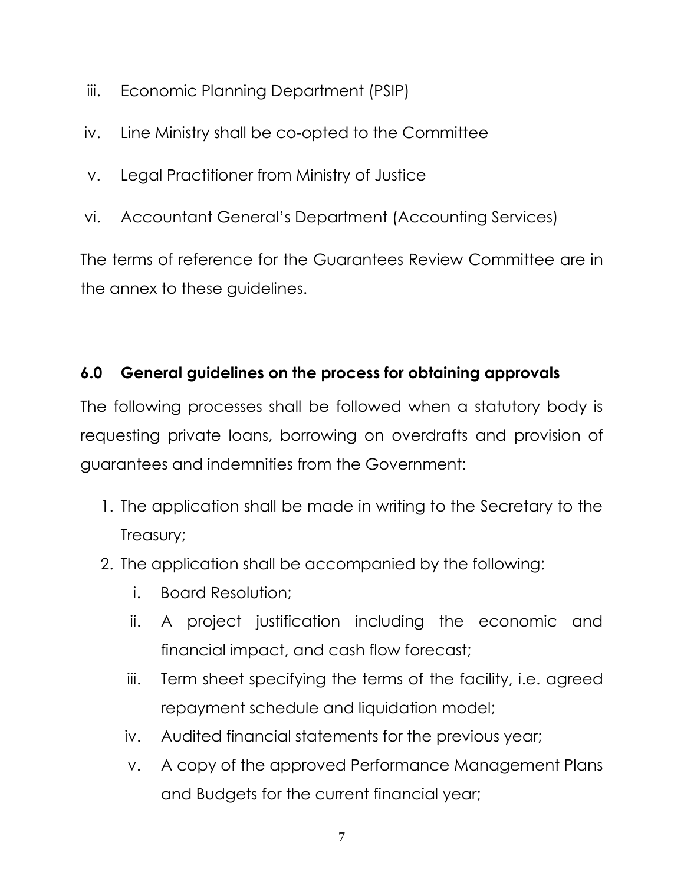iii. Economic Planning Department (PSIP)

iv. Line Ministry shall be co-opted to the Committee

v. Legal Practitioner from Ministry of Justice

vi. Accountant General's Department (Accounting Services)

The terms of reference for the Guarantees Review Committee are in the annex to these guidelines.

## 6.0 General guidelines on the process for obtaining approvals

The following processes shall be followed when a statutory body is requesting private loans, borrowing on overdrafts and provision of guarantees and indemnities from the Government:

1. The application shall be made in writing to the Secretary to the Treasury;
2. The application shall be accompanied by the following:
   - i. Board Resolution;
   - ii. A project justification including the economic and financial impact, and cash flow forecast;
   - iii. Term sheet specifying the terms of the facility, i.e. agreed repayment schedule and liquidation model;
   - iv. Audited financial statements for the previous year;
   - v. A copy of the approved Performance Management Plans and Budgets for the current financial year;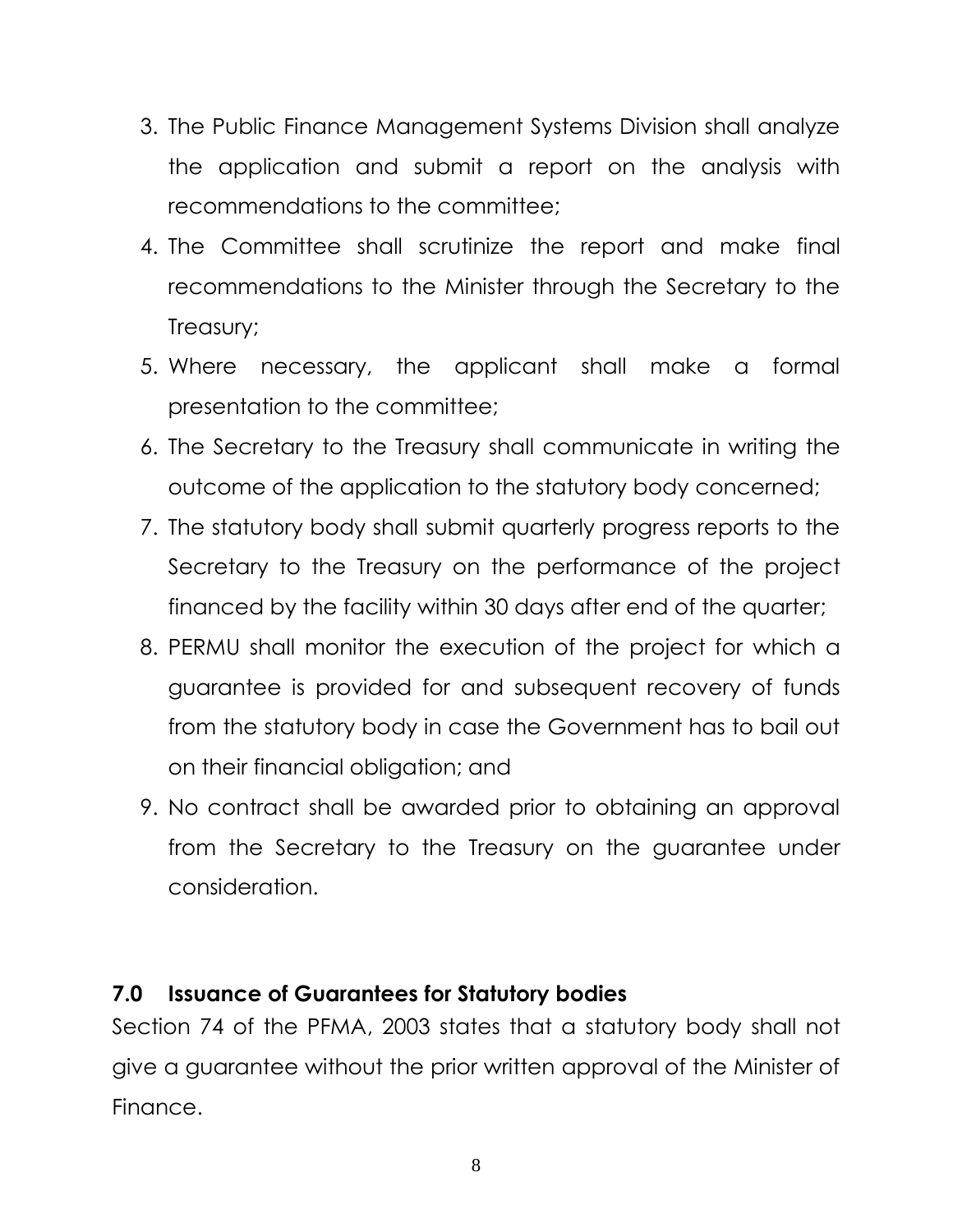3. The Public Finance Management Systems Division shall analyze the application and submit a report on the analysis with recommendations to the committee;
4. The Committee shall scrutinize the report and make final recommendations to the Minister through the Secretary to the Treasury;
5. Where necessary, the applicant shall make a formal presentation to the committee;
6. The Secretary to the Treasury shall communicate in writing the outcome of the application to the statutory body concerned;
7. The statutory body shall submit quarterly progress reports to the Secretary to the Treasury on the performance of the project financed by the facility within 30 days after end of the quarter;
8. PERMU shall monitor the execution of the project for which a guarantee is provided for and subsequent recovery of funds from the statutory body in case the Government has to bail out on their financial obligation; and
9. No contract shall be awarded prior to obtaining an approval from the Secretary to the Treasury on the guarantee under consideration.

## 7.0 Issuance of Guarantees for Statutory bodies

Section 74 of the PFMA, 2003 states that a statutory body shall not give a guarantee without the prior written approval of the Minister of Finance.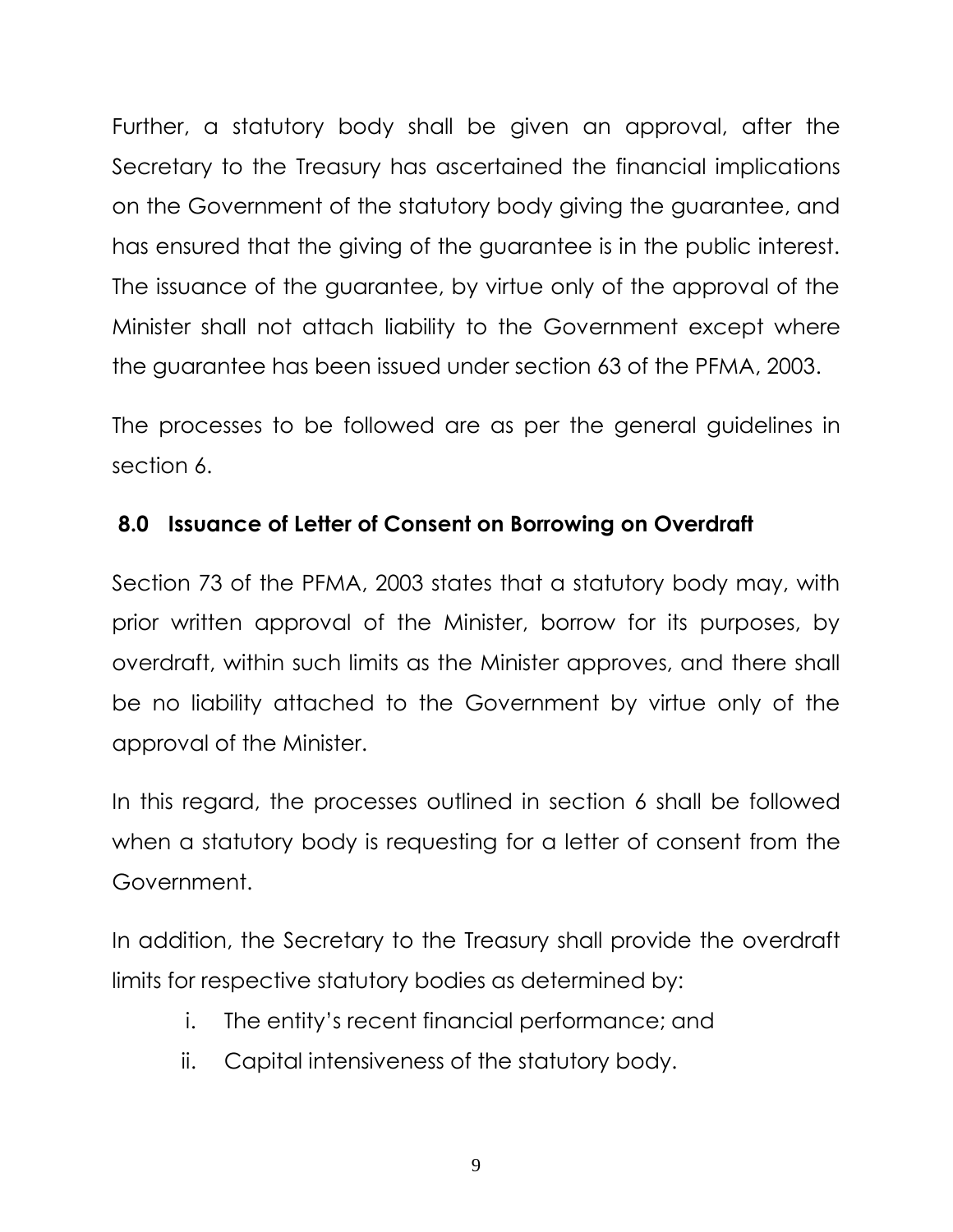Further, a statutory body shall be given an approval, after the Secretary to the Treasury has ascertained the financial implications on the Government of the statutory body giving the guarantee, and has ensured that the giving of the guarantee is in the public interest. The issuance of the guarantee, by virtue only of the approval of the Minister shall not attach liability to the Government except where the guarantee has been issued under section 63 of the PFMA, 2003.

The processes to be followed are as per the general guidelines in section 6.

## 8.0 Issuance of Letter of Consent on Borrowing on Overdraft

Section 73 of the PFMA, 2003 states that a statutory body may, with prior written approval of the Minister, borrow for its purposes, by overdraft, within such limits as the Minister approves, and there shall be no liability attached to the Government by virtue only of the approval of the Minister.

In this regard, the processes outlined in section 6 shall be followed when a statutory body is requesting for a letter of consent from the Government.

In addition, the Secretary to the Treasury shall provide the overdraft limits for respective statutory bodies as determined by:

i. The entity's recent financial performance; and
ii. Capital intensiveness of the statutory body.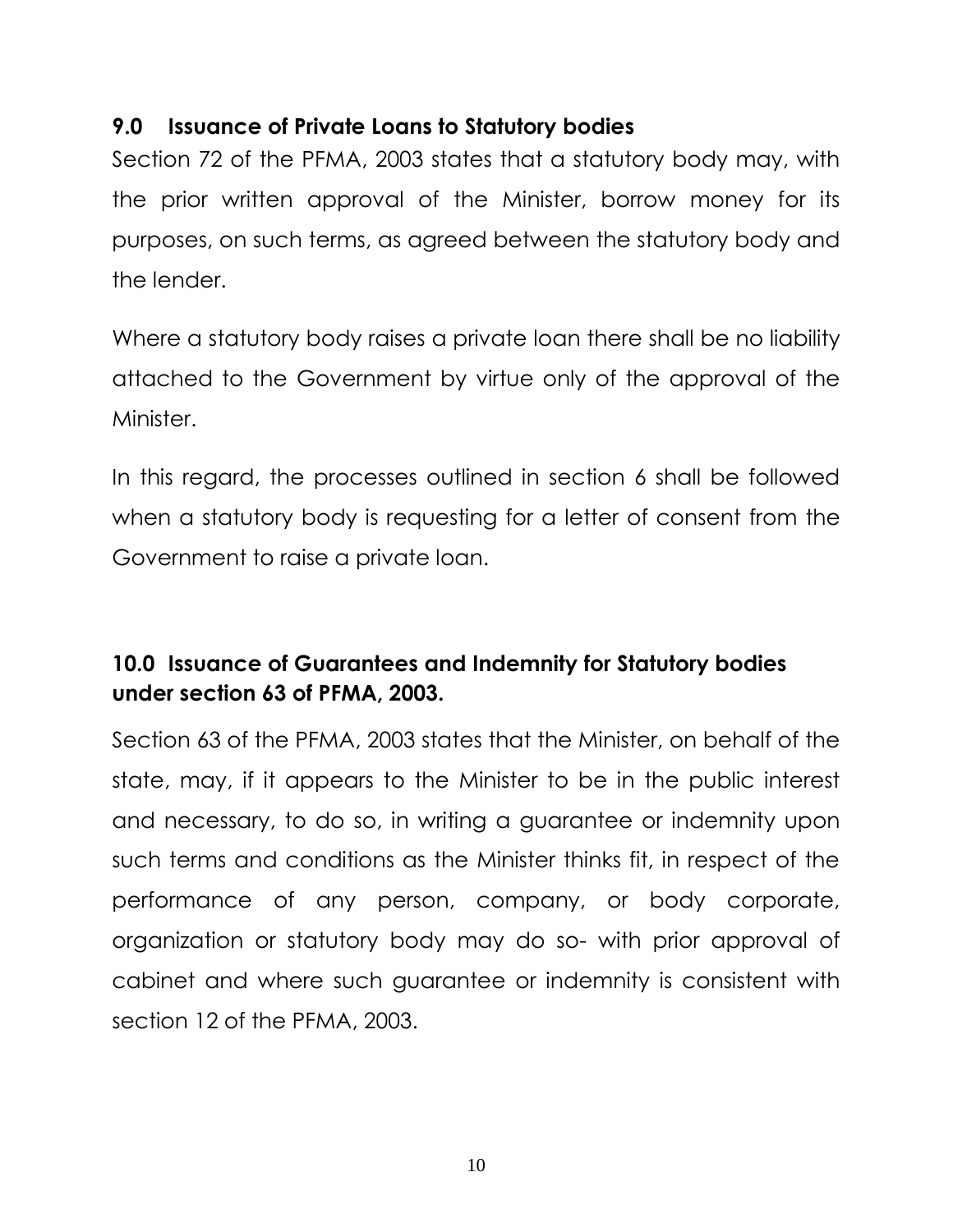## 9.0 Issuance of Private Loans to Statutory bodies

Section 72 of the PFMA, 2003 states that a statutory body may, with the prior written approval of the Minister, borrow money for its purposes, on such terms, as agreed between the statutory body and the lender.

Where a statutory body raises a private loan there shall be no liability attached to the Government by virtue only of the approval of the Minister.

In this regard, the processes outlined in section 6 shall be followed when a statutory body is requesting for a letter of consent from the Government to raise a private loan.

## 10.0 Issuance of Guarantees and Indemnity for Statutory bodies under section 63 of PFMA, 2003.

Section 63 of the PFMA, 2003 states that the Minister, on behalf of the state, may, if it appears to the Minister to be in the public interest and necessary, to do so, in writing a guarantee or indemnity upon such terms and conditions as the Minister thinks fit, in respect of the performance of any person, company, or body corporate, organization or statutory body may do so- with prior approval of cabinet and where such guarantee or indemnity is consistent with section 12 of the PFMA, 2003.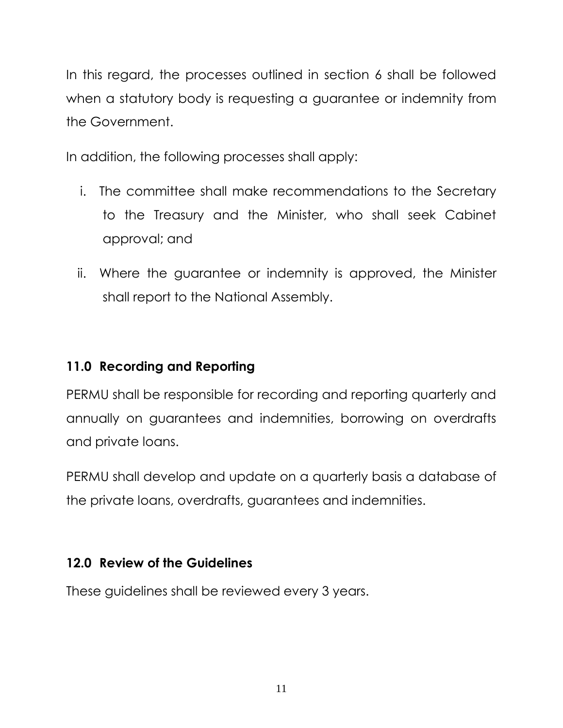In this regard, the processes outlined in section 6 shall be followed when a statutory body is requesting a guarantee or indemnity from the Government.

In addition, the following processes shall apply:

i. The committee shall make recommendations to the Secretary to the Treasury and the Minister, who shall seek Cabinet approval; and

ii. Where the guarantee or indemnity is approved, the Minister shall report to the National Assembly.

## 11.0 Recording and Reporting

PERMU shall be responsible for recording and reporting quarterly and annually on guarantees and indemnities, borrowing on overdrafts and private loans.

PERMU shall develop and update on a quarterly basis a database of the private loans, overdrafts, guarantees and indemnities.

## 12.0 Review of the Guidelines

These guidelines shall be reviewed every 3 years.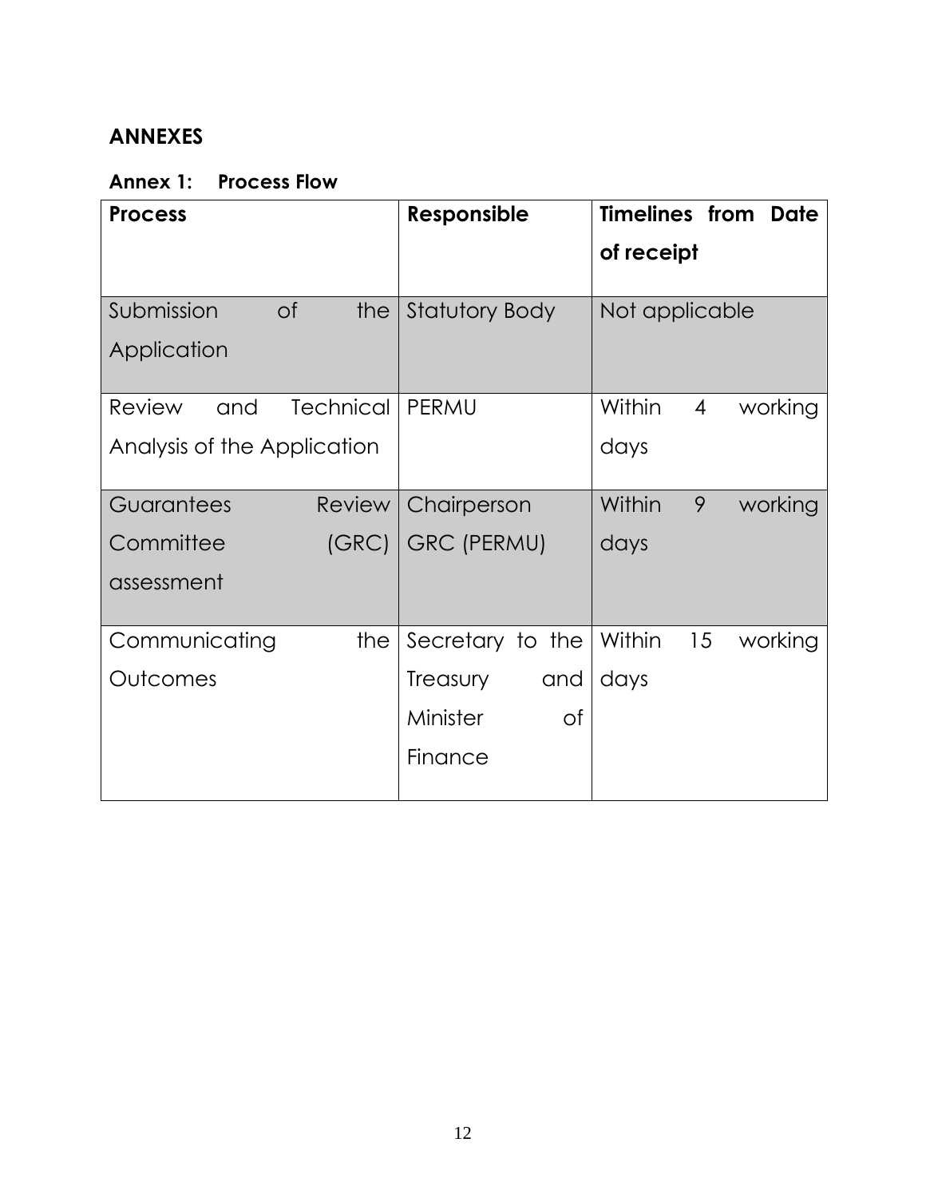## ANNEXES

### Annex 1: Process Flow

| Process | Responsible | Timelines from Date of receipt |
|---|---|---|
| Submission of the Application | Statutory Body | Not applicable |
| Review and Technical Analysis of the Application | PERMU | Within 4 working days |
| Guarantees Review Committee (GRC) assessment | Chairperson GRC (PERMU) | Within 9 working days |
| Communicating the Outcomes | Secretary to the Treasury and Minister of Finance | Within 15 working days |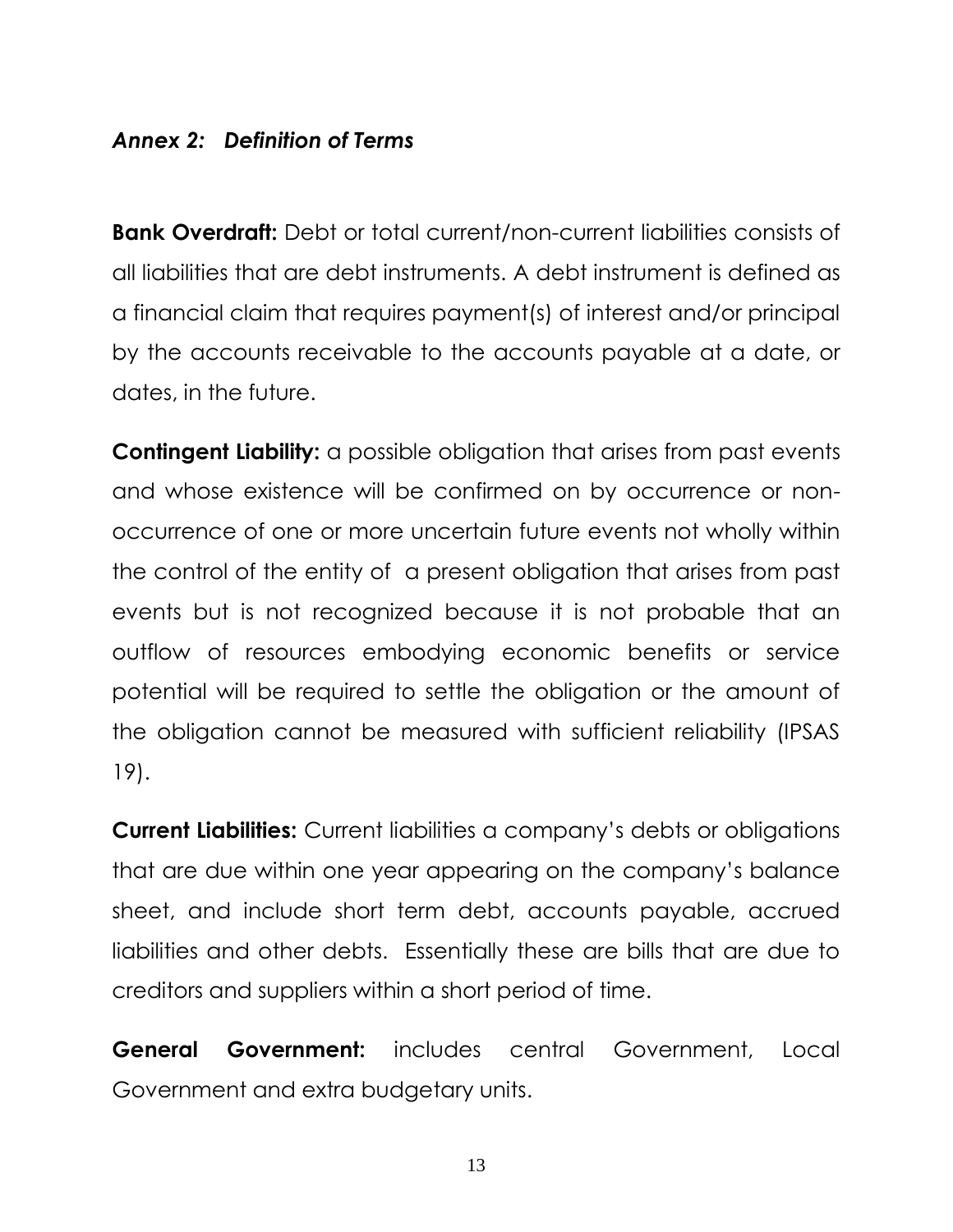## *Annex 2: Definition of Terms*

**Bank Overdraft:** Debt or total current/non-current liabilities consists of all liabilities that are debt instruments. A debt instrument is defined as a financial claim that requires payment(s) of interest and/or principal by the accounts receivable to the accounts payable at a date, or dates, in the future.

**Contingent Liability:** a possible obligation that arises from past events and whose existence will be confirmed on by occurrence or non-occurrence of one or more uncertain future events not wholly within the control of the entity of a present obligation that arises from past events but is not recognized because it is not probable that an outflow of resources embodying economic benefits or service potential will be required to settle the obligation or the amount of the obligation cannot be measured with sufficient reliability (IPSAS 19).

**Current Liabilities:** Current liabilities a company's debts or obligations that are due within one year appearing on the company's balance sheet, and include short term debt, accounts payable, accrued liabilities and other debts. Essentially these are bills that are due to creditors and suppliers within a short period of time.

**General Government:** includes central Government, Local Government and extra budgetary units.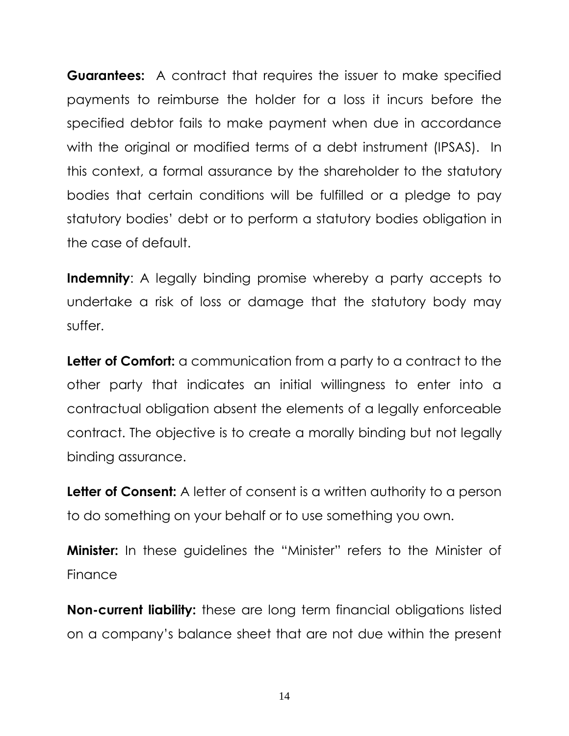**Guarantees:** A contract that requires the issuer to make specified payments to reimburse the holder for a loss it incurs before the specified debtor fails to make payment when due in accordance with the original or modified terms of a debt instrument (IPSAS). In this context, a formal assurance by the shareholder to the statutory bodies that certain conditions will be fulfilled or a pledge to pay statutory bodies' debt or to perform a statutory bodies obligation in the case of default.

**Indemnity**: A legally binding promise whereby a party accepts to undertake a risk of loss or damage that the statutory body may suffer.

**Letter of Comfort:** a communication from a party to a contract to the other party that indicates an initial willingness to enter into a contractual obligation absent the elements of a legally enforceable contract. The objective is to create a morally binding but not legally binding assurance.

**Letter of Consent:** A letter of consent is a written authority to a person to do something on your behalf or to use something you own.

**Minister:** In these guidelines the "Minister" refers to the Minister of Finance

**Non-current liability:** these are long term financial obligations listed on a company's balance sheet that are not due within the present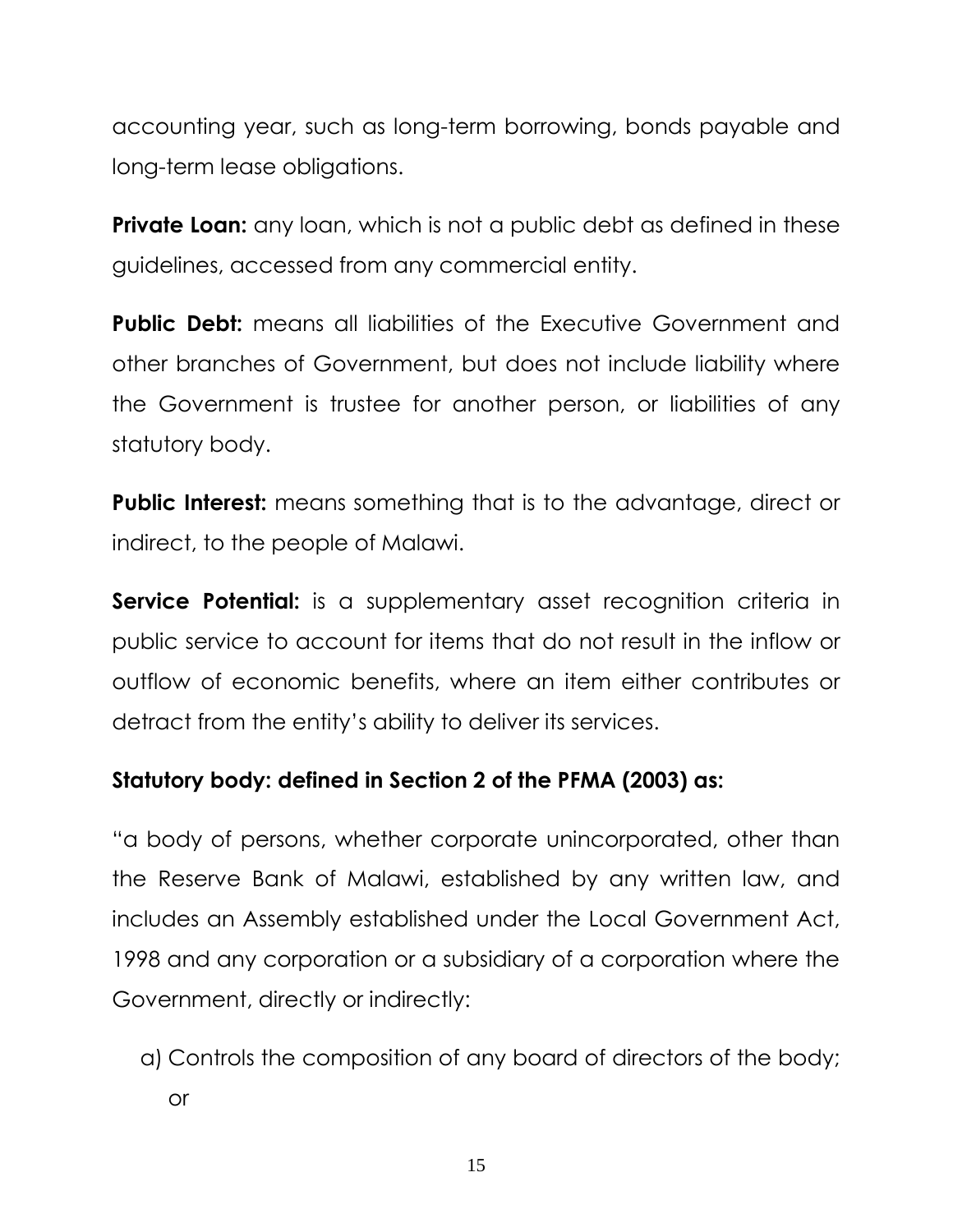accounting year, such as long-term borrowing, bonds payable and long-term lease obligations.

**Private Loan:** any loan, which is not a public debt as defined in these guidelines, accessed from any commercial entity.

**Public Debt:** means all liabilities of the Executive Government and other branches of Government, but does not include liability where the Government is trustee for another person, or liabilities of any statutory body.

**Public Interest:** means something that is to the advantage, direct or indirect, to the people of Malawi.

**Service Potential:** is a supplementary asset recognition criteria in public service to account for items that do not result in the inflow or outflow of economic benefits, where an item either contributes or detract from the entity's ability to deliver its services.

**Statutory body: defined in Section 2 of the PFMA (2003) as:**

"a body of persons, whether corporate unincorporated, other than the Reserve Bank of Malawi, established by any written law, and includes an Assembly established under the Local Government Act, 1998 and any corporation or a subsidiary of a corporation where the Government, directly or indirectly:

a) Controls the composition of any board of directors of the body; or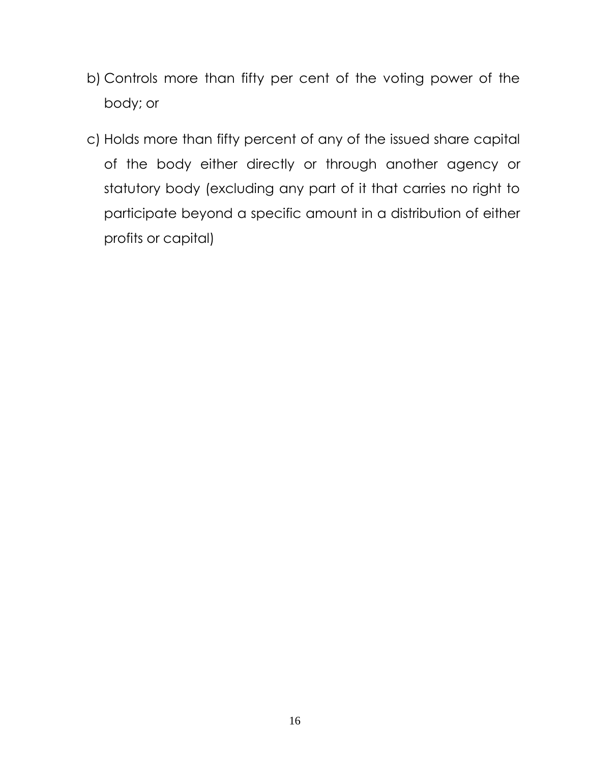b) Controls more than fifty per cent of the voting power of the body; or

c) Holds more than fifty percent of any of the issued share capital of the body either directly or through another agency or statutory body (excluding any part of it that carries no right to participate beyond a specific amount in a distribution of either profits or capital)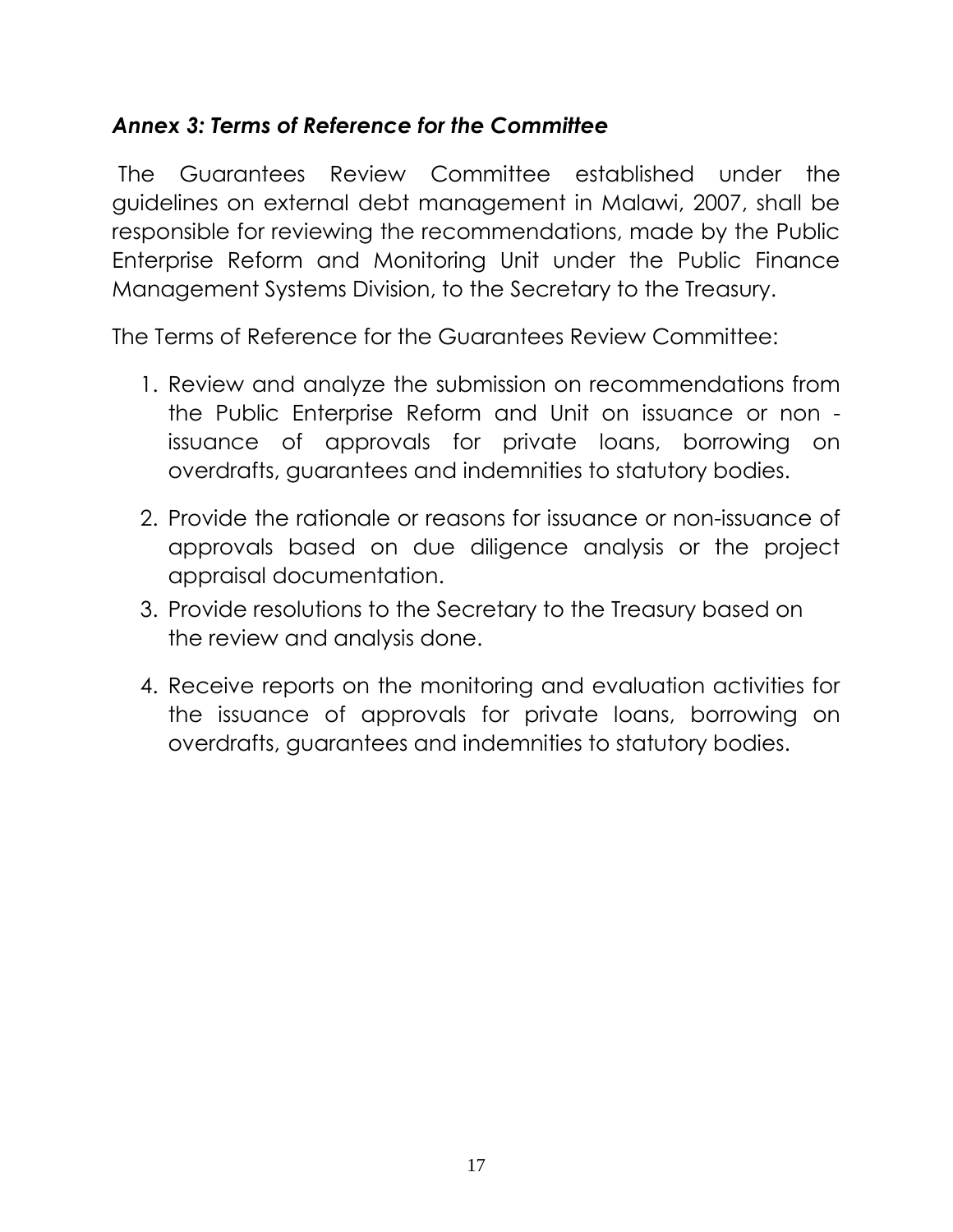### *Annex 3: Terms of Reference for the Committee*

The Guarantees Review Committee established under the guidelines on external debt management in Malawi, 2007, shall be responsible for reviewing the recommendations, made by the Public Enterprise Reform and Monitoring Unit under the Public Finance Management Systems Division, to the Secretary to the Treasury.

The Terms of Reference for the Guarantees Review Committee:

1. Review and analyze the submission on recommendations from the Public Enterprise Reform and Unit on issuance or non - issuance of approvals for private loans, borrowing on overdrafts, guarantees and indemnities to statutory bodies.
2. Provide the rationale or reasons for issuance or non-issuance of approvals based on due diligence analysis or the project appraisal documentation.
3. Provide resolutions to the Secretary to the Treasury based on the review and analysis done.
4. Receive reports on the monitoring and evaluation activities for the issuance of approvals for private loans, borrowing on overdrafts, guarantees and indemnities to statutory bodies.